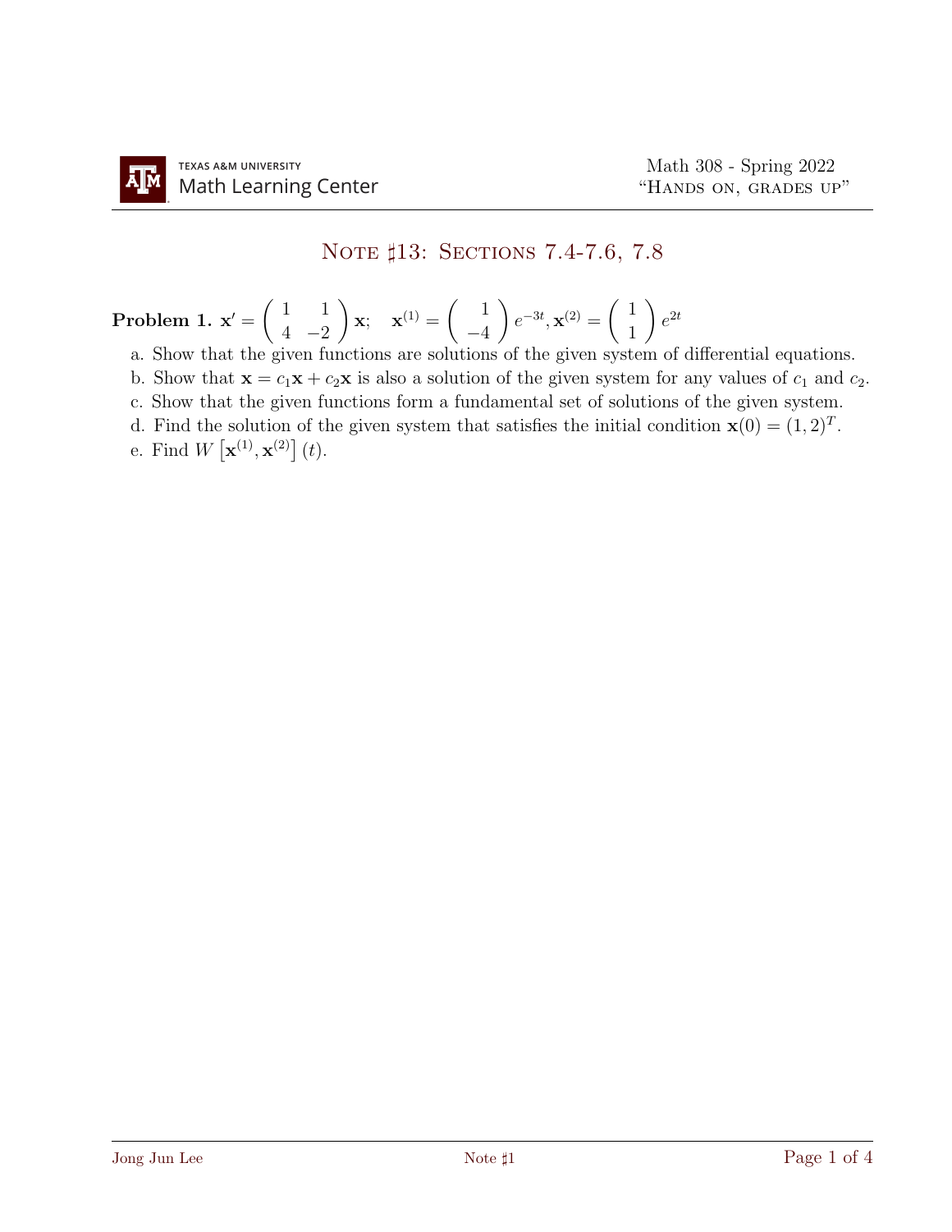Math 308 - Spring 2022
"Hands on, grades up"

# Note ♯13: Sections 7.4-7.6, 7.8

**Problem 1.** $\mathbf{x}' = \begin{pmatrix} 1 & 1 \\ 4 & -2 \end{pmatrix} \mathbf{x}$; $\quad \mathbf{x}^{(1)} = \begin{pmatrix} 1 \\ -4 \end{pmatrix} e^{-3t}, \mathbf{x}^{(2)} = \begin{pmatrix} 1 \\ 1 \end{pmatrix} e^{2t}$

a. Show that the given functions are solutions of the given system of differential equations.

b. Show that $\mathbf{x} = c_1\mathbf{x} + c_2\mathbf{x}$ is also a solution of the given system for any values of $c_1$ and $c_2$.

c. Show that the given functions form a fundamental set of solutions of the given system.

d. Find the solution of the given system that satisfies the initial condition $\mathbf{x}(0) = (1, 2)^T$.

e. Find $W\left[\mathbf{x}^{(1)}, \mathbf{x}^{(2)}\right](t)$.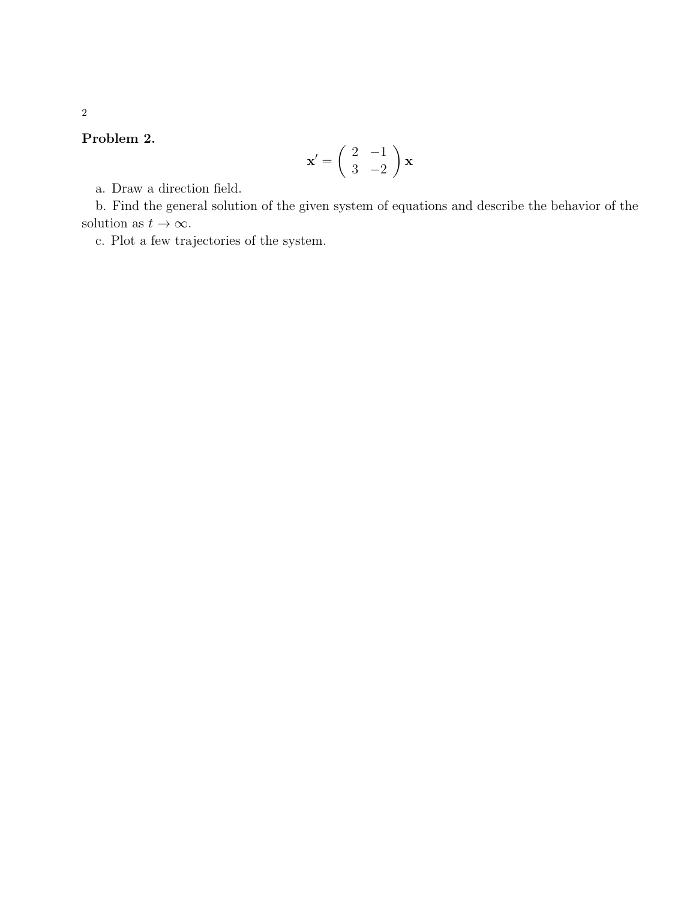**Problem 2.**

$$\mathbf{x}' = \begin{pmatrix} 2 & -1 \\ 3 & -2 \end{pmatrix} \mathbf{x}$$

a. Draw a direction field.

b. Find the general solution of the given system of equations and describe the behavior of the solution as $t \to \infty$.

c. Plot a few trajectories of the system.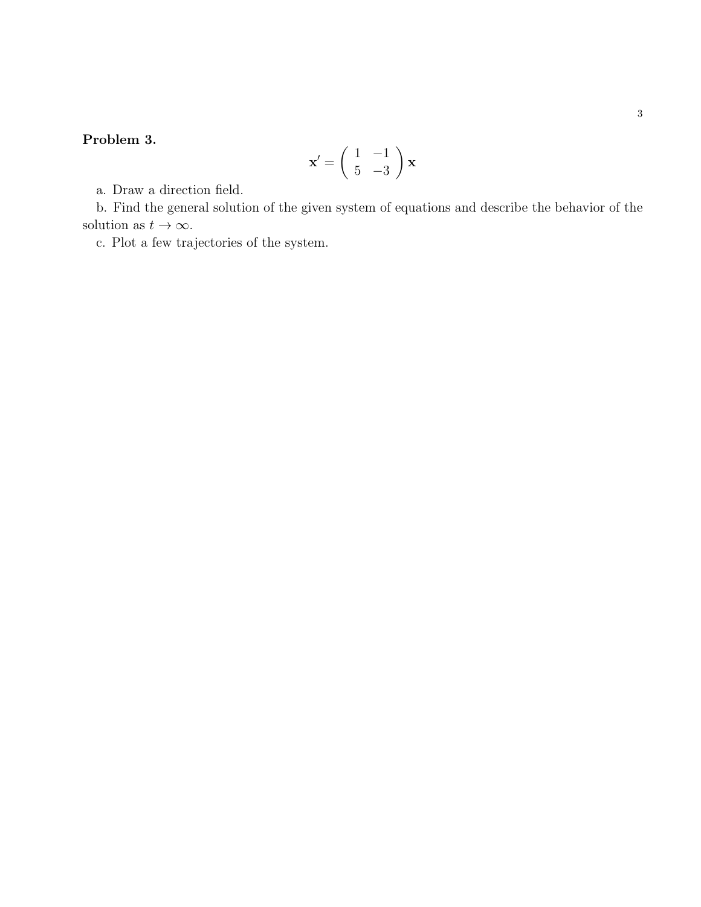**Problem 3.**

$$\mathbf{x}' = \begin{pmatrix} 1 & -1 \\ 5 & -3 \end{pmatrix} \mathbf{x}$$

a. Draw a direction field.

b. Find the general solution of the given system of equations and describe the behavior of the solution as $t \to \infty$.

c. Plot a few trajectories of the system.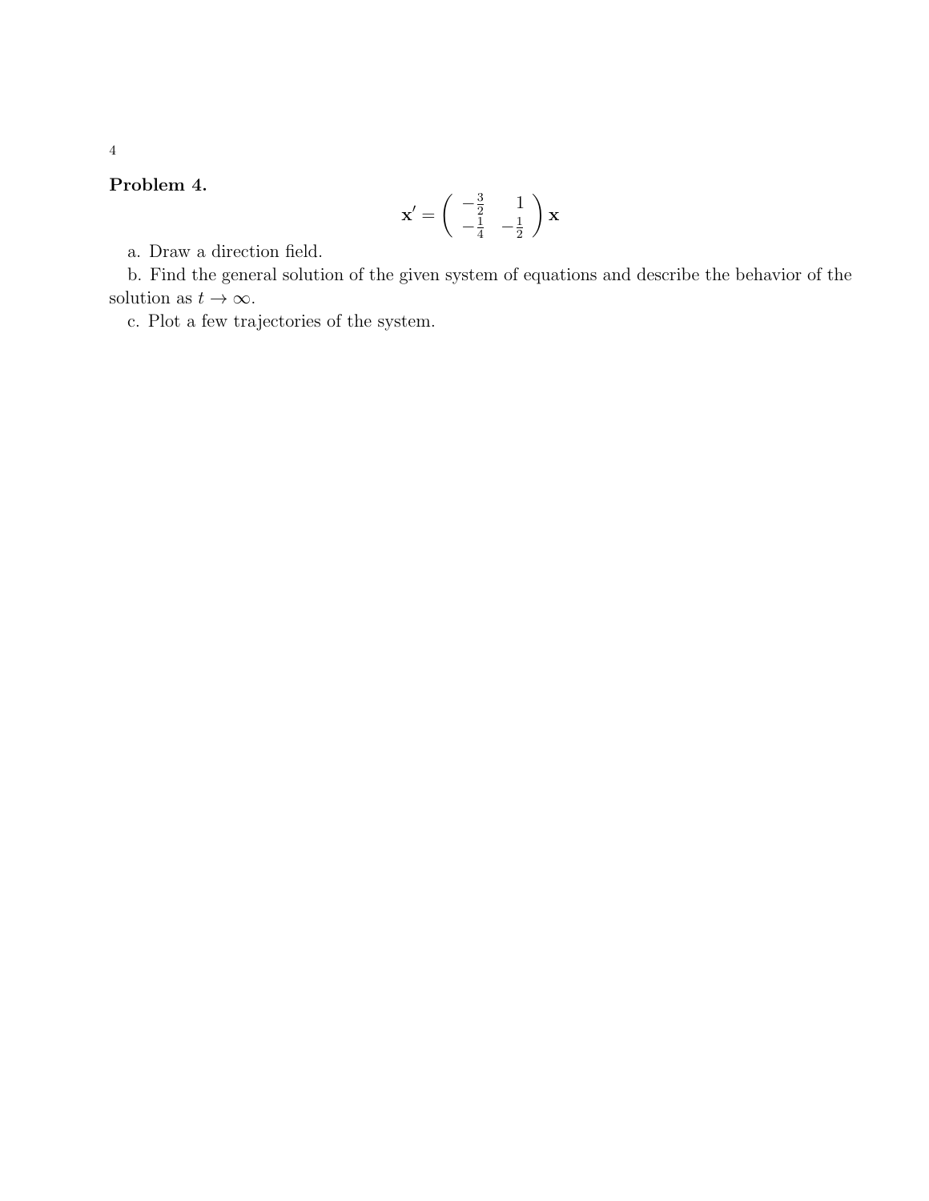**Problem 4.**

$$\mathbf{x}' = \begin{pmatrix} -\frac{3}{2} & 1 \\ -\frac{1}{4} & -\frac{1}{2} \end{pmatrix} \mathbf{x}$$

a. Draw a direction field.

b. Find the general solution of the given system of equations and describe the behavior of the solution as $t \to \infty$.

c. Plot a few trajectories of the system.